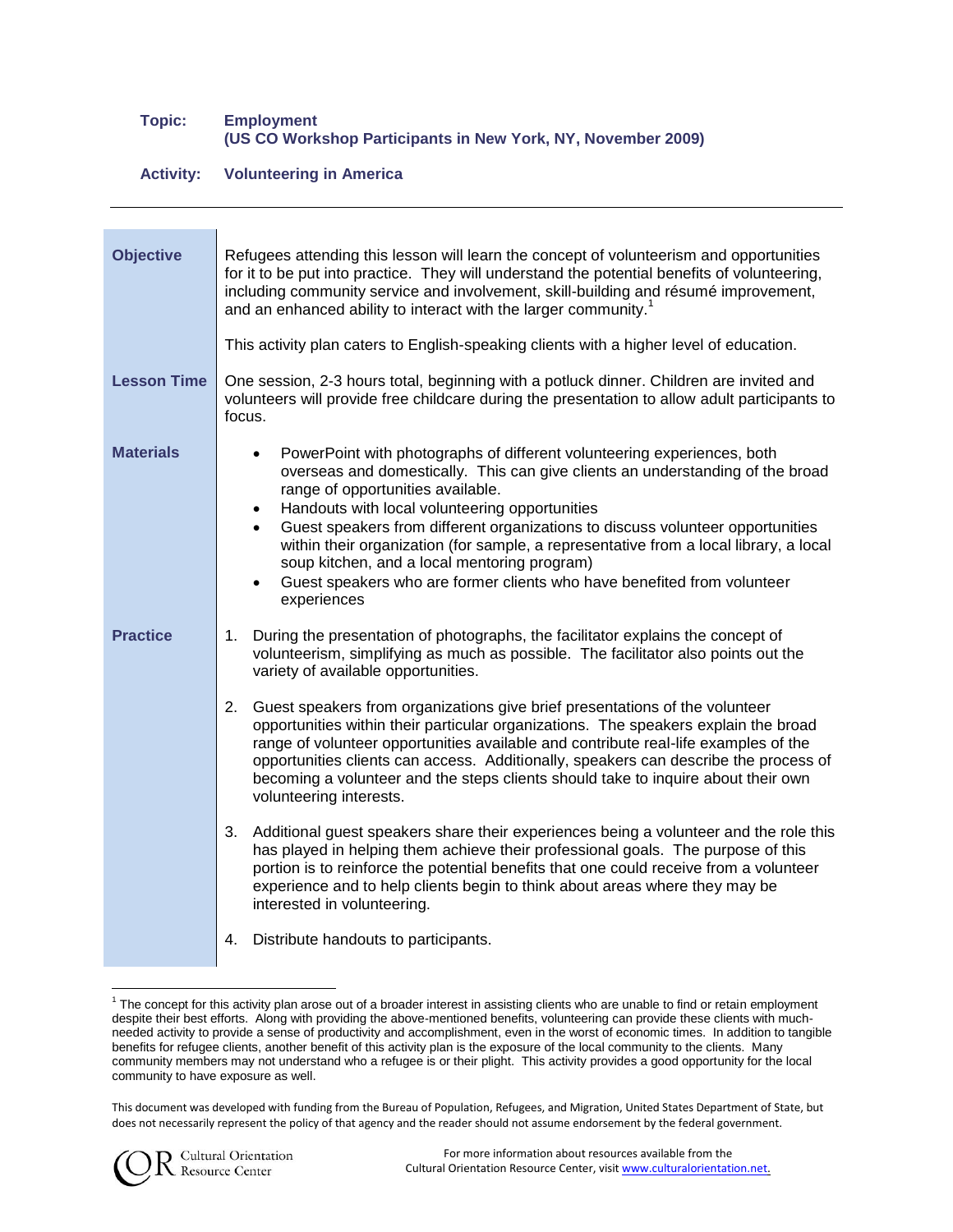**Topic:** **Employment**
**(US CO Workshop Participants in New York, NY, November 2009)**

**Activity:** **Volunteering in America**

---

**Objective**

Refugees attending this lesson will learn the concept of volunteerism and opportunities for it to be put into practice. They will understand the potential benefits of volunteering, including community service and involvement, skill-building and résumé improvement, and an enhanced ability to interact with the larger community.[1]

This activity plan caters to English-speaking clients with a higher level of education.

**Lesson Time**

One session, 2-3 hours total, beginning with a potluck dinner. Children are invited and volunteers will provide free childcare during the presentation to allow adult participants to focus.

**Materials**

- PowerPoint with photographs of different volunteering experiences, both overseas and domestically. This can give clients an understanding of the broad range of opportunities available.
- Handouts with local volunteering opportunities
- Guest speakers from different organizations to discuss volunteer opportunities within their organization (for sample, a representative from a local library, a local soup kitchen, and a local mentoring program)
- Guest speakers who are former clients who have benefited from volunteer experiences

**Practice**

1. During the presentation of photographs, the facilitator explains the concept of volunteerism, simplifying as much as possible. The facilitator also points out the variety of available opportunities.

2. Guest speakers from organizations give brief presentations of the volunteer opportunities within their particular organizations. The speakers explain the broad range of volunteer opportunities available and contribute real-life examples of the opportunities clients can access. Additionally, speakers can describe the process of becoming a volunteer and the steps clients should take to inquire about their own volunteering interests.

3. Additional guest speakers share their experiences being a volunteer and the role this has played in helping them achieve their professional goals. The purpose of this portion is to reinforce the potential benefits that one could receive from a volunteer experience and to help clients begin to think about areas where they may be interested in volunteering.

4. Distribute handouts to participants.

---

[1] The concept for this activity plan arose out of a broader interest in assisting clients who are unable to find or retain employment despite their best efforts. Along with providing the above-mentioned benefits, volunteering can provide these clients with much-needed activity to provide a sense of productivity and accomplishment, even in the worst of economic times. In addition to tangible benefits for refugee clients, another benefit of this activity plan is the exposure of the local community to the clients. Many community members may not understand who a refugee is or their plight. This activity provides a good opportunity for the local community to have exposure as well.

This document was developed with funding from the Bureau of Population, Refugees, and Migration, United States Department of State, but does not necessarily represent the policy of that agency and the reader should not assume endorsement by the federal government.

Cultural Orientation Resource Center

For more information about resources available from the Cultural Orientation Resource Center, visit www.culturalorientation.net.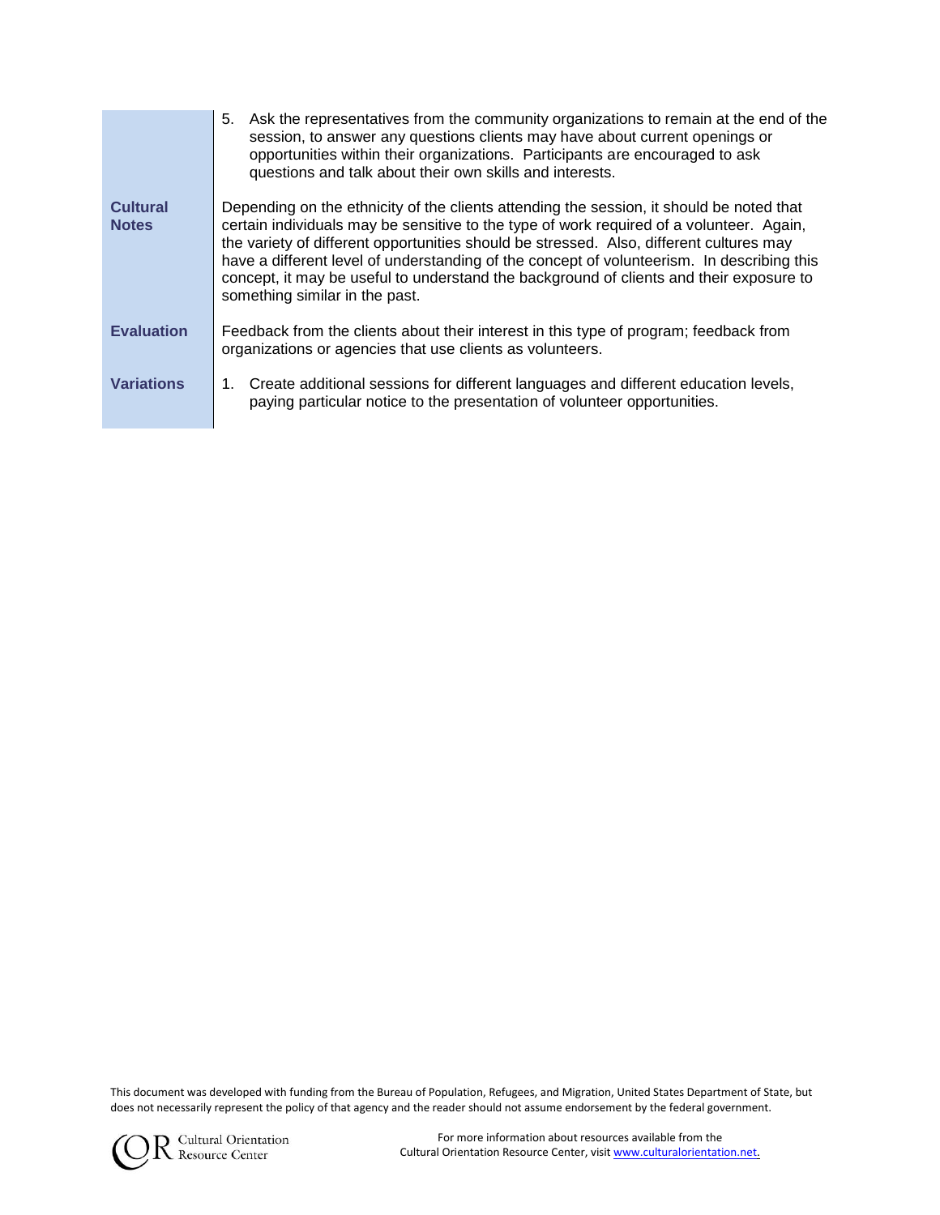5. Ask the representatives from the community organizations to remain at the end of the session, to answer any questions clients may have about current openings or opportunities within their organizations. Participants are encouraged to ask questions and talk about their own skills and interests.

**Cultural Notes**

Depending on the ethnicity of the clients attending the session, it should be noted that certain individuals may be sensitive to the type of work required of a volunteer. Again, the variety of different opportunities should be stressed. Also, different cultures may have a different level of understanding of the concept of volunteerism. In describing this concept, it may be useful to understand the background of clients and their exposure to something similar in the past.

**Evaluation**

Feedback from the clients about their interest in this type of program; feedback from organizations or agencies that use clients as volunteers.

**Variations**

1. Create additional sessions for different languages and different education levels, paying particular notice to the presentation of volunteer opportunities.

This document was developed with funding from the Bureau of Population, Refugees, and Migration, United States Department of State, but does not necessarily represent the policy of that agency and the reader should not assume endorsement by the federal government.

COR Cultural Orientation Resource Center

For more information about resources available from the Cultural Orientation Resource Center, visit www.culturalorientation.net.